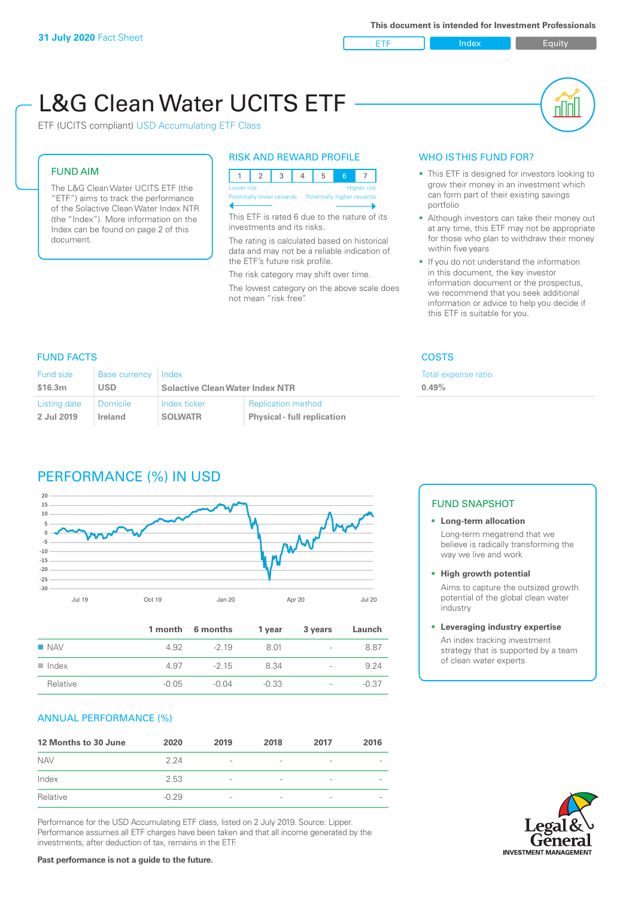**31 July 2020** Fact Sheet

This document is intended for Investment Professionals

ETF | Index | Equity

# L&G Clean Water UCITS ETF

ETF (UCITS compliant) USD Accumulating ETF Class

## FUND AIM

The L&G Clean Water UCITS ETF (the "ETF") aims to track the performance of the Solactive Clean Water Index NTR (the "Index"). More information on the Index can be found on page 2 of this document.

## RISK AND REWARD PROFILE

| 1 | 2 | 3 | 4 | 5 | 6 | 7 |
|---|---|---|---|---|---|---|

Lower risk — Higher risk
Potentially lower rewards — Potentially higher rewards

This ETF is rated 6 due to the nature of its investments and its risks.

The rating is calculated based on historical data and may not be a reliable indication of the ETF's future risk profile.

The risk category may shift over time.

The lowest category on the above scale does not mean "risk free".

## WHO IS THIS FUND FOR?

- This ETF is designed for investors looking to grow their money in an investment which can form part of their existing savings portfolio
- Although investors can take their money out at any time, this ETF may not be appropriate for those who plan to withdraw their money within five years
- If you do not understand the information in this document, the key investor information document or the prospectus, we recommend that you seek additional information or advice to help you decide if this ETF is suitable for you.

## FUND FACTS

| Fund size | Base currency | Index | |
|---|---|---|---|
| **$16.3m** | **USD** | **Solactive Clean Water Index NTR** | |
| **Listing date** | **Domicile** | **Index ticker** | **Replication method** |
| **2 Jul 2019** | **Ireland** | **SOLWATR** | **Physical - full replication** |

## COSTS

Total expense ratio
**0.49%**

## PERFORMANCE (%) IN USD

| | 1 month | 6 months | 1 year | 3 years | Launch |
|---|---|---|---|---|---|
| NAV | 4.92 | -2.19 | 8.01 | - | 8.87 |
| Index | 4.97 | -2.15 | 8.34 | - | 9.24 |
| Relative | -0.05 | -0.04 | -0.33 | - | -0.37 |

## ANNUAL PERFORMANCE (%)

| 12 Months to 30 June | 2020 | 2019 | 2018 | 2017 | 2016 |
|---|---|---|---|---|---|
| NAV | 2.24 | - | - | - | - |
| Index | 2.53 | - | - | - | - |
| Relative | -0.29 | - | - | - | - |

Performance for the USD Accumulating ETF class, listed on 2 July 2019. Source: Lipper. Performance assumes all ETF charges have been taken and that all income generated by the investments, after deduction of tax, remains in the ETF.

**Past performance is not a guide to the future.**

## FUND SNAPSHOT

- **Long-term allocation**
  Long-term megatrend that we believe is radically transforming the way we live and work
- **High growth potential**
  Aims to capture the outsized growth potential of the global clean water industry
- **Leveraging industry expertise**
  An index tracking investment strategy that is supported by a team of clean water experts

Legal & General INVESTMENT MANAGEMENT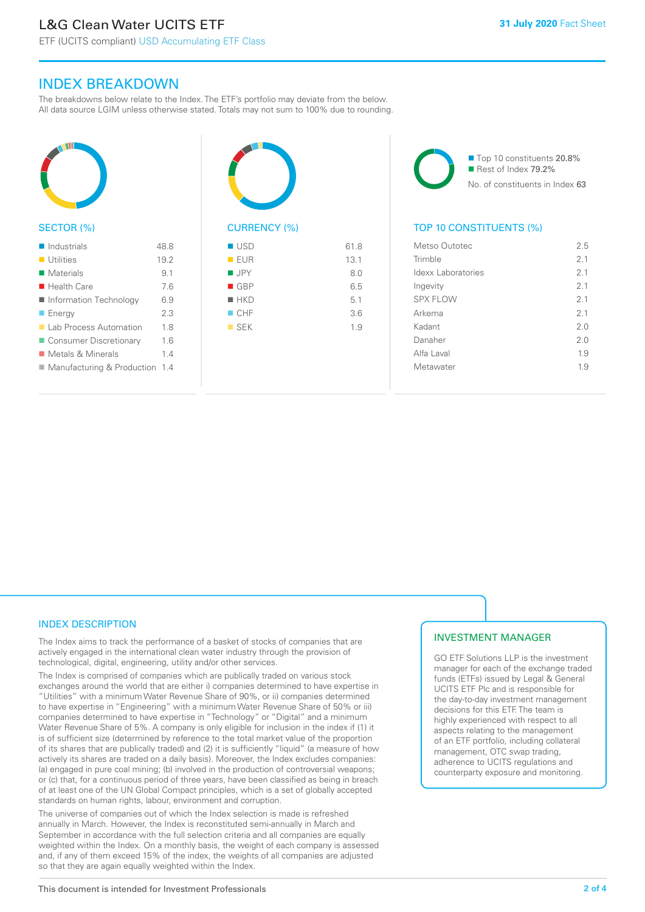# L&G Clean Water UCITS ETF

ETF (UCITS compliant) USD Accumulating ETF Class

**31 July 2020** Fact Sheet

## INDEX BREAKDOWN

The breakdowns below relate to the Index. The ETF's portfolio may deviate from the below. All data source LGIM unless otherwise stated. Totals may not sum to 100% due to rounding.

### SECTOR (%)

| Sector | % |
|---|---|
| Industrials | 48.8 |
| Utilities | 19.2 |
| Materials | 9.1 |
| Health Care | 7.6 |
| Information Technology | 6.9 |
| Energy | 2.3 |
| Lab Process Automation | 1.8 |
| Consumer Discretionary | 1.6 |
| Metals & Minerals | 1.4 |
| Manufacturing & Production | 1.4 |

### CURRENCY (%)

| Currency | % |
|---|---|
| USD | 61.8 |
| EUR | 13.1 |
| JPY | 8.0 |
| GBP | 6.5 |
| HKD | 5.1 |
| CHF | 3.6 |
| SEK | 1.9 |

- Top 10 constituents 20.8%
- Rest of Index 79.2%

No. of constituents in Index 63

### TOP 10 CONSTITUENTS (%)

| Constituent | % |
|---|---|
| Metso Outotec | 2.5 |
| Trimble | 2.1 |
| Idexx Laboratories | 2.1 |
| Ingevity | 2.1 |
| SPX FLOW | 2.1 |
| Arkema | 2.1 |
| Kadant | 2.0 |
| Danaher | 2.0 |
| Alfa Laval | 1.9 |
| Metawater | 1.9 |

## INDEX DESCRIPTION

The Index aims to track the performance of a basket of stocks of companies that are actively engaged in the international clean water industry through the provision of technological, digital, engineering, utility and/or other services.

The Index is comprised of companies which are publically traded on various stock exchanges around the world that are either i) companies determined to have expertise in "Utilities" with a minimum Water Revenue Share of 90%, or ii) companies determined to have expertise in "Engineering" with a minimum Water Revenue Share of 50% or iii) companies determined to have expertise in "Technology" or "Digital" and a minimum Water Revenue Share of 5%. A company is only eligible for inclusion in the index if (1) it is of sufficient size (determined by reference to the total market value of the proportion of its shares that are publically traded) and (2) it is sufficiently "liquid" (a measure of how actively its shares are traded on a daily basis). Moreover, the Index excludes companies: (a) engaged in pure coal mining; (b) involved in the production of controversial weapons; or (c) that, for a continuous period of three years, have been classified as being in breach of at least one of the UN Global Compact principles, which is a set of globally accepted standards on human rights, labour, environment and corruption.

The universe of companies out of which the Index selection is made is refreshed annually in March. However, the Index is reconstituted semi-annually in March and September in accordance with the full selection criteria and all companies are equally weighted within the Index. On a monthly basis, the weight of each company is assessed and, if any of them exceed 15% of the index, the weights of all companies are adjusted so that they are again equally weighted within the Index.

## INVESTMENT MANAGER

GO ETF Solutions LLP is the investment manager for each of the exchange traded funds (ETFs) issued by Legal & General UCITS ETF Plc and is responsible for the day-to-day investment management decisions for this ETF. The team is highly experienced with respect to all aspects relating to the management of an ETF portfolio, including collateral management, OTC swap trading, adherence to UCITS regulations and counterparty exposure and monitoring.

This document is intended for Investment Professionals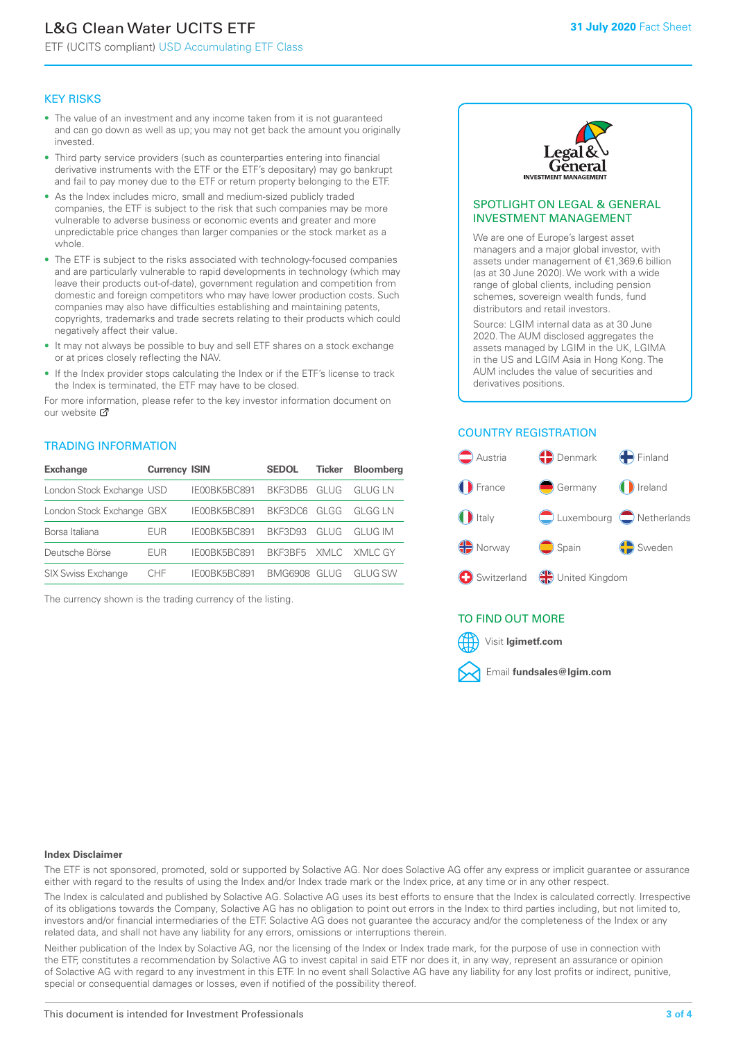# L&G Clean Water UCITS ETF

ETF (UCITS compliant) USD Accumulating ETF Class

**31 July 2020** Fact Sheet

## KEY RISKS

- The value of an investment and any income taken from it is not guaranteed and can go down as well as up; you may not get back the amount you originally invested.
- Third party service providers (such as counterparties entering into financial derivative instruments with the ETF or the ETF's depositary) may go bankrupt and fail to pay money due to the ETF or return property belonging to the ETF.
- As the Index includes micro, small and medium-sized publicly traded companies, the ETF is subject to the risk that such companies may be more vulnerable to adverse business or economic events and greater and more unpredictable price changes than larger companies or the stock market as a whole.
- The ETF is subject to the risks associated with technology-focused companies and are particularly vulnerable to rapid developments in technology (which may leave their products out-of-date), government regulation and competition from domestic and foreign competitors who may have lower production costs. Such companies may also have difficulties establishing and maintaining patents, copyrights, trademarks and trade secrets relating to their products which could negatively affect their value.
- It may not always be possible to buy and sell ETF shares on a stock exchange or at prices closely reflecting the NAV.
- If the Index provider stops calculating the Index or if the ETF's license to track the Index is terminated, the ETF may have to be closed.

For more information, please refer to the key investor information document on our website

## TRADING INFORMATION

| Exchange | Currency | ISIN | SEDOL | Ticker | Bloomberg |
|---|---|---|---|---|---|
| London Stock Exchange | USD | IE00BK5BC891 | BKF3DB5 | GLUG | GLUG LN |
| London Stock Exchange | GBX | IE00BK5BC891 | BKF3DC6 | GLGG | GLGG LN |
| Borsa Italiana | EUR | IE00BK5BC891 | BKF3D93 | GLUG | GLUG IM |
| Deutsche Börse | EUR | IE00BK5BC891 | BKF3BF5 | XMLC | XMLC GY |
| SIX Swiss Exchange | CHF | IE00BK5BC891 | BMG6908 | GLUG | GLUG SW |

The currency shown is the trading currency of the listing.

## SPOTLIGHT ON LEGAL & GENERAL INVESTMENT MANAGEMENT

We are one of Europe's largest asset managers and a major global investor, with assets under management of €1,369.6 billion (as at 30 June 2020). We work with a wide range of global clients, including pension schemes, sovereign wealth funds, fund distributors and retail investors.

Source: LGIM internal data as at 30 June 2020. The AUM disclosed aggregates the assets managed by LGIM in the UK, LGIMA in the US and LGIM Asia in Hong Kong. The AUM includes the value of securities and derivatives positions.

## COUNTRY REGISTRATION

Austria, Denmark, Finland, France, Germany, Ireland, Italy, Luxembourg, Netherlands, Norway, Spain, Sweden, Switzerland, United Kingdom

## TO FIND OUT MORE

Visit **lgimetf.com**

Email **fundsales@lgim.com**

**Index Disclaimer**

The ETF is not sponsored, promoted, sold or supported by Solactive AG. Nor does Solactive AG offer any express or implicit guarantee or assurance either with regard to the results of using the Index and/or Index trade mark or the Index price, at any time or in any other respect.

The Index is calculated and published by Solactive AG. Solactive AG uses its best efforts to ensure that the Index is calculated correctly. Irrespective of its obligations towards the Company, Solactive AG has no obligation to point out errors in the Index to third parties including, but not limited to, investors and/or financial intermediaries of the ETF. Solactive AG does not guarantee the accuracy and/or the completeness of the Index or any related data, and shall not have any liability for any errors, omissions or interruptions therein.

Neither publication of the Index by Solactive AG, nor the licensing of the Index or Index trade mark, for the purpose of use in connection with the ETF, constitutes a recommendation by Solactive AG to invest capital in said ETF nor does it, in any way, represent an assurance or opinion of Solactive AG with regard to any investment in this ETF. In no event shall Solactive AG have any liability for any lost profits or indirect, punitive, special or consequential damages or losses, even if notified of the possibility thereof.

This document is intended for Investment Professionals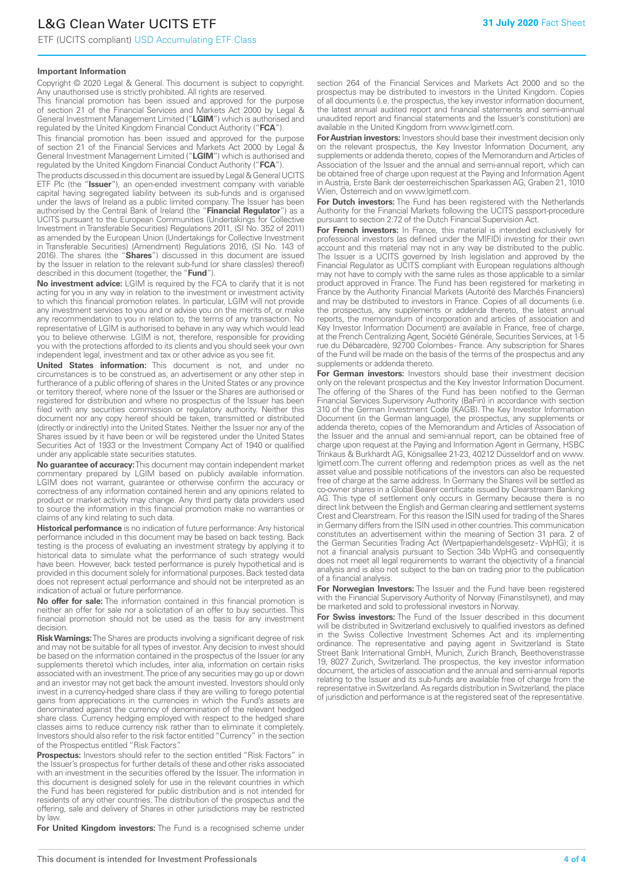### Important Information

Copyright © 2020 Legal & General. This document is subject to copyright. Any unauthorised use is strictly prohibited. All rights are reserved.

This financial promotion has been issued and approved for the purpose of section 21 of the Financial Services and Markets Act 2000 by Legal & General Investment Management Limited ("**LGIM**") which is authorised and regulated by the United Kingdom Financial Conduct Authority ("**FCA**").

This financial promotion has been issued and approved for the purpose of section 21 of the Financial Services and Markets Act 2000 by Legal & General Investment Management Limited ("**LGIM**") which is authorised and regulated by the United Kingdom Financial Conduct Authority ("**FCA**").

The products discussed in this document are issued by Legal & General UCITS ETF Plc (the "**Issuer**"), an open-ended investment company with variable capital having segregated liability between its sub-funds and is organised under the laws of Ireland as a public limited company. The Issuer has been authorised by the Central Bank of Ireland (the "**Financial Regulator**") as a UCITS pursuant to the European Communities (Undertakings for Collective Investment in Transferable Securities) Regulations 2011, (SI No. 352 of 2011) as amended by the European Union (Undertakings for Collective Investment in Transferable Securities) (Amendment) Regulations 2016, (SI No. 143 of 2016). The shares (the "**Shares**") discussed in this document are issued by the Issuer in relation to the relevant sub-fund (or share class(es) thereof) described in this document (together, the "**Fund**").

**No investment advice:** LGIM is required by the FCA to clarify that it is not acting for you in any way in relation to the investment or investment activity to which this financial promotion relates. In particular, LGIM will not provide any investment services to you and or advise you on the merits of, or make any recommendation to you in relation to, the terms of any transaction. No representative of LGIM is authorised to behave in any way which would lead you to believe otherwise. LGIM is not, therefore, responsible for providing you with the protections afforded to its clients and you should seek your own independent legal, investment and tax or other advice as you see fit.

**United States information:** This document is not, and under no circumstances is to be construed as, an advertisement or any other step in furtherance of a public offering of shares in the United States or any province or territory thereof, where none of the Issuer or the Shares are authorised or registered for distribution and where no prospectus of the Issuer has been filed with any securities commission or regulatory authority. Neither this document nor any copy hereof should be taken, transmitted or distributed (directly or indirectly) into the United States. Neither the Issuer nor any of the Shares issued by it have been or will be registered under the United States Securities Act of 1933 or the Investment Company Act of 1940 or qualified under any applicable state securities statutes.

**No guarantee of accuracy:** This document may contain independent market commentary prepared by LGIM based on publicly available information. LGIM does not warrant, guarantee or otherwise confirm the accuracy or correctness of any information contained herein and any opinions related to product or market activity may change. Any third party data providers used to source the information in this financial promotion make no warranties or claims of any kind relating to such data.

**Historical performance** is no indication of future performance: Any historical performance included in this document may be based on back testing. Back testing is the process of evaluating an investment strategy by applying it to historical data to simulate what the performance of such strategy would have been. However, back tested performance is purely hypothetical and is provided in this document solely for informational purposes. Back tested data does not represent actual performance and should not be interpreted as an indication of actual or future performance.

**No offer for sale:** The information contained in this financial promotion is neither an offer for sale nor a solicitation of an offer to buy securities. This financial promotion should not be used as the basis for any investment decision.

**Risk Warnings:** The Shares are products involving a significant degree of risk and may not be suitable for all types of investor. Any decision to invest should be based on the information contained in the prospectus of the Issuer (or any supplements thereto) which includes, inter alia, information on certain risks associated with an investment. The price of any securities may go up or down and an investor may not get back the amount invested. Investors should only invest in a currency-hedged share class if they are willing to forego potential gains from appreciations in the currencies in which the Fund's assets are denominated against the currency of denomination of the relevant hedged share class. Currency hedging employed with respect to the hedged share classes aims to reduce currency risk rather than to eliminate it completely. Investors should also refer to the risk factor entitled "Currency" in the section of the Prospectus entitled "Risk Factors".

**Prospectus:** Investors should refer to the section entitled "Risk Factors" in the Issuer's prospectus for further details of these and other risks associated with an investment in the securities offered by the Issuer. The information in this document is designed solely for use in the relevant countries in which the Fund has been registered for public distribution and is not intended for residents of any other countries. The distribution of the prospectus and the offering, sale and delivery of Shares in other jurisdictions may be restricted by law.

**For United Kingdom investors:** The Fund is a recognised scheme under section 264 of the Financial Services and Markets Act 2000 and so the prospectus may be distributed to investors in the United Kingdom. Copies of all documents (i.e. the prospectus, the key investor information document, the latest annual audited report and financial statements and semi-annual unaudited report and financial statements and the Issuer's constitution) are available in the United Kingdom from www.lgimetf.com.

**For Austrian investors:** Investors should base their investment decision only on the relevant prospectus, the Key Investor Information Document, any supplements or addenda thereto, copies of the Memorandum and Articles of Association of the Issuer and the annual and semi-annual report, which can be obtained free of charge upon request at the Paying and Information Agent in Austria, Erste Bank der oesterreichischen Sparkassen AG, Graben 21, 1010 Wien, Österreich and on www.lgimetf.com.

**For Dutch investors:** The Fund has been registered with the Netherlands Authority for the Financial Markets following the UCITS passport-procedure pursuant to section 2:72 of the Dutch Financial Supervision Act.

**For French investors:** In France, this material is intended exclusively for professional investors (as defined under the MIFID) investing for their own account and this material may not in any way be distributed to the public. The Issuer is a UCITS governed by Irish legislation and approved by the Financial Regulator as UCITS compliant with European regulations although may not have to comply with the same rules as those applicable to a similar product approved in France. The Fund has been registered for marketing in France by the Authority Financial Markets (Autorité des Marchés Financiers) and may be distributed to investors in France. Copies of all documents (i.e. the prospectus, any supplements or addenda thereto, the latest annual reports, the memorandum of incorporation and articles of association and Key Investor Information Document) are available in France, free of charge, at the French Centralizing Agent, Société Générale, Securities Services, at 1-5 rue du Débarcadère, 92700 Colombes - France. Any subscription for Shares of the Fund will be made on the basis of the terms of the prospectus and any supplements or addenda thereto.

**For German investors:** Investors should base their investment decision only on the relevant prospectus and the Key Investor Information Document. The offering of the Shares of the Fund has been notified to the German Financial Services Supervisory Authority (BaFin) in accordance with section 310 of the German Investment Code (KAGB). The Key Investor Information Document (in the German language), the prospectus, any supplements or addenda thereto, copies of the Memorandum and Articles of Association of the Issuer and the annual and semi-annual report, can be obtained free of charge upon request at the Paying and Information Agent in Germany, HSBC Trinkaus & Burkhardt AG, Königsallee 21-23, 40212 Düsseldorf and on www.lgimetf.com. The current offering and redemption prices as well as the net asset value and possible notifications of the investors can also be requested free of charge at the same address. In Germany the Shares will be settled as co-owner shares in a Global Bearer certificate issued by Clearstream Banking AG. This type of settlement only occurs in Germany because there is no direct link between the English and German clearing and settlement systems Crest and Clearstream. For this reason the ISIN used for trading of the Shares in Germany differs from the ISIN used in other countries. This communication constitutes an advertisement within the meaning of Section 31 para. 2 of the German Securities Trading Act (Wertpapierhandelsgesetz - WpHG); it is not a financial analysis pursuant to Section 34b WpHG and consequently does not meet all legal requirements to warrant the objectivity of a financial analysis and is also not subject to the ban on trading prior to the publication of a financial analysis.

**For Norwegian Investors:** The Issuer and the Fund have been registered with the Financial Supervisory Authority of Norway (Finanstilsynet), and may be marketed and sold to professional investors in Norway.

**For Swiss investors:** The Fund of the Issuer described in this document will be distributed in Switzerland exclusively to qualified investors as defined in the Swiss Collective Investment Schemes Act and its implementing ordinance. The representative and paying agent in Switzerland is State Street Bank International GmbH, Munich, Zurich Branch, Beethovenstrasse 19, 8027 Zurich, Switzerland. The prospectus, the key investor information document, the articles of association and the annual and semi-annual reports relating to the Issuer and its sub-funds are available free of charge from the representative in Switzerland. As regards distribution in Switzerland, the place of jurisdiction and performance is at the registered seat of the representative.